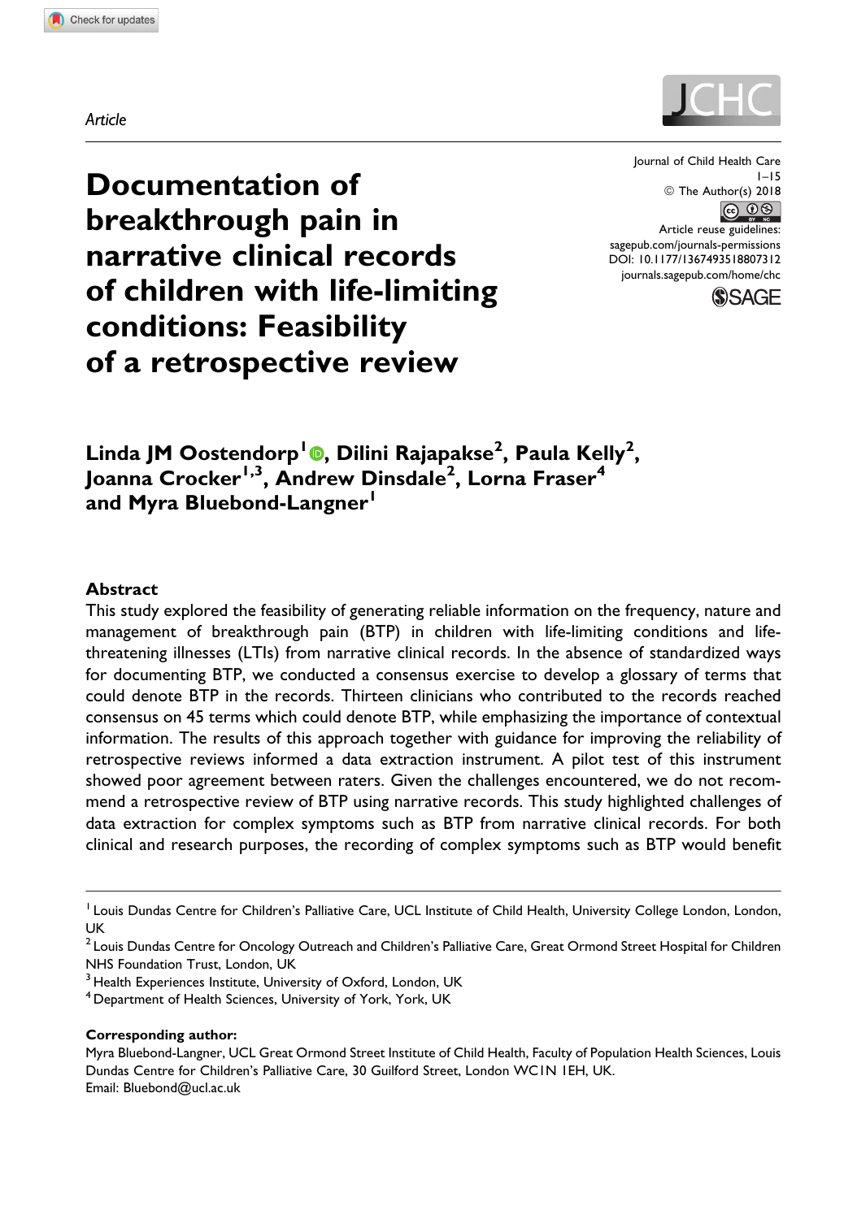*Article*

# Documentation of breakthrough pain in narrative clinical records of children with life-limiting conditions: Feasibility of a retrospective review

Linda JM Oostendorp[1], Dilini Rajapakse[2], Paula Kelly[2], Joanna Crocker[1,3], Andrew Dinsdale[2], Lorna Fraser[4] and Myra Bluebond-Langner[1]

## Abstract

This study explored the feasibility of generating reliable information on the frequency, nature and management of breakthrough pain (BTP) in children with life-limiting conditions and life-threatening illnesses (LTIs) from narrative clinical records. In the absence of standardized ways for documenting BTP, we conducted a consensus exercise to develop a glossary of terms that could denote BTP in the records. Thirteen clinicians who contributed to the records reached consensus on 45 terms which could denote BTP, while emphasizing the importance of contextual information. The results of this approach together with guidance for improving the reliability of retrospective reviews informed a data extraction instrument. A pilot test of this instrument showed poor agreement between raters. Given the challenges encountered, we do not recommend a retrospective review of BTP using narrative records. This study highlighted challenges of data extraction for complex symptoms such as BTP from narrative clinical records. For both clinical and research purposes, the recording of complex symptoms such as BTP would benefit

---

[1] Louis Dundas Centre for Children's Palliative Care, UCL Institute of Child Health, University College London, London, UK

[2] Louis Dundas Centre for Oncology Outreach and Children's Palliative Care, Great Ormond Street Hospital for Children NHS Foundation Trust, London, UK

[3] Health Experiences Institute, University of Oxford, London, UK

[4] Department of Health Sciences, University of York, York, UK

**Corresponding author:**

Myra Bluebond-Langner, UCL Great Ormond Street Institute of Child Health, Faculty of Population Health Sciences, Louis Dundas Centre for Children's Palliative Care, 30 Guilford Street, London WC1N 1EH, UK.
Email: Bluebond@ucl.ac.uk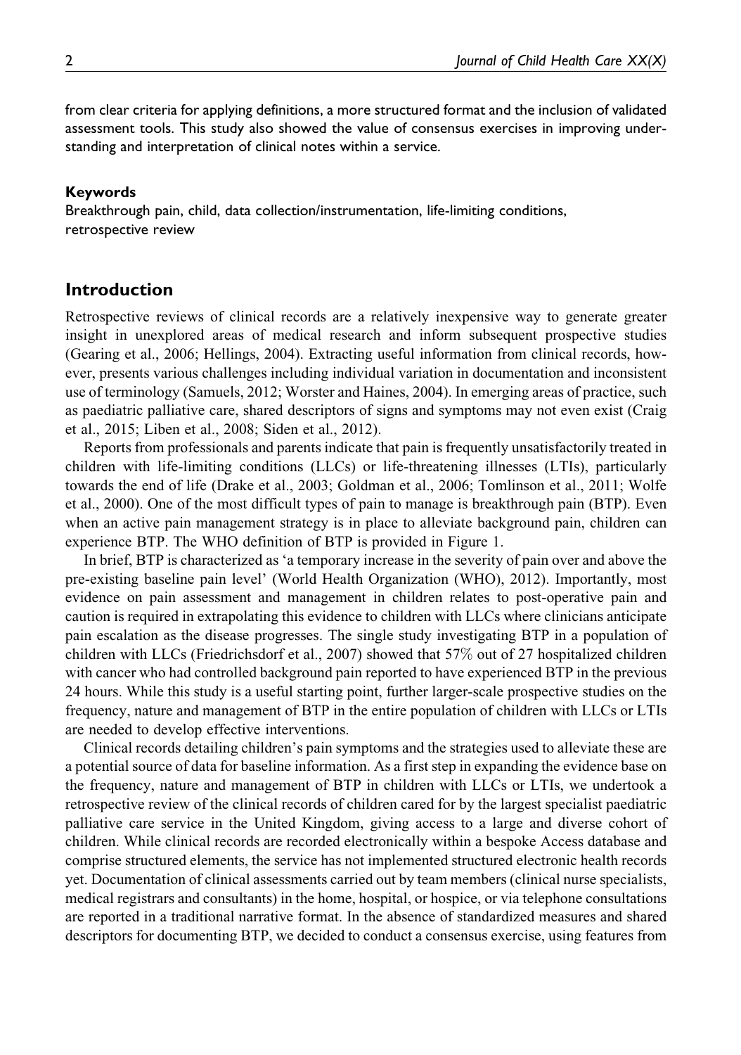from clear criteria for applying definitions, a more structured format and the inclusion of validated assessment tools. This study also showed the value of consensus exercises in improving understanding and interpretation of clinical notes within a service.

#### Keywords

Breakthrough pain, child, data collection/instrumentation, life-limiting conditions, retrospective review

## Introduction

Retrospective reviews of clinical records are a relatively inexpensive way to generate greater insight in unexplored areas of medical research and inform subsequent prospective studies (Gearing et al., 2006; Hellings, 2004). Extracting useful information from clinical records, however, presents various challenges including individual variation in documentation and inconsistent use of terminology (Samuels, 2012; Worster and Haines, 2004). In emerging areas of practice, such as paediatric palliative care, shared descriptors of signs and symptoms may not even exist (Craig et al., 2015; Liben et al., 2008; Siden et al., 2012).

Reports from professionals and parents indicate that pain is frequently unsatisfactorily treated in children with life-limiting conditions (LLCs) or life-threatening illnesses (LTIs), particularly towards the end of life (Drake et al., 2003; Goldman et al., 2006; Tomlinson et al., 2011; Wolfe et al., 2000). One of the most difficult types of pain to manage is breakthrough pain (BTP). Even when an active pain management strategy is in place to alleviate background pain, children can experience BTP. The WHO definition of BTP is provided in Figure 1.

In brief, BTP is characterized as 'a temporary increase in the severity of pain over and above the pre-existing baseline pain level' (World Health Organization (WHO), 2012). Importantly, most evidence on pain assessment and management in children relates to post-operative pain and caution is required in extrapolating this evidence to children with LLCs where clinicians anticipate pain escalation as the disease progresses. The single study investigating BTP in a population of children with LLCs (Friedrichsdorf et al., 2007) showed that 57% out of 27 hospitalized children with cancer who had controlled background pain reported to have experienced BTP in the previous 24 hours. While this study is a useful starting point, further larger-scale prospective studies on the frequency, nature and management of BTP in the entire population of children with LLCs or LTIs are needed to develop effective interventions.

Clinical records detailing children's pain symptoms and the strategies used to alleviate these are a potential source of data for baseline information. As a first step in expanding the evidence base on the frequency, nature and management of BTP in children with LLCs or LTIs, we undertook a retrospective review of the clinical records of children cared for by the largest specialist paediatric palliative care service in the United Kingdom, giving access to a large and diverse cohort of children. While clinical records are recorded electronically within a bespoke Access database and comprise structured elements, the service has not implemented structured electronic health records yet. Documentation of clinical assessments carried out by team members (clinical nurse specialists, medical registrars and consultants) in the home, hospital, or hospice, or via telephone consultations are reported in a traditional narrative format. In the absence of standardized measures and shared descriptors for documenting BTP, we decided to conduct a consensus exercise, using features from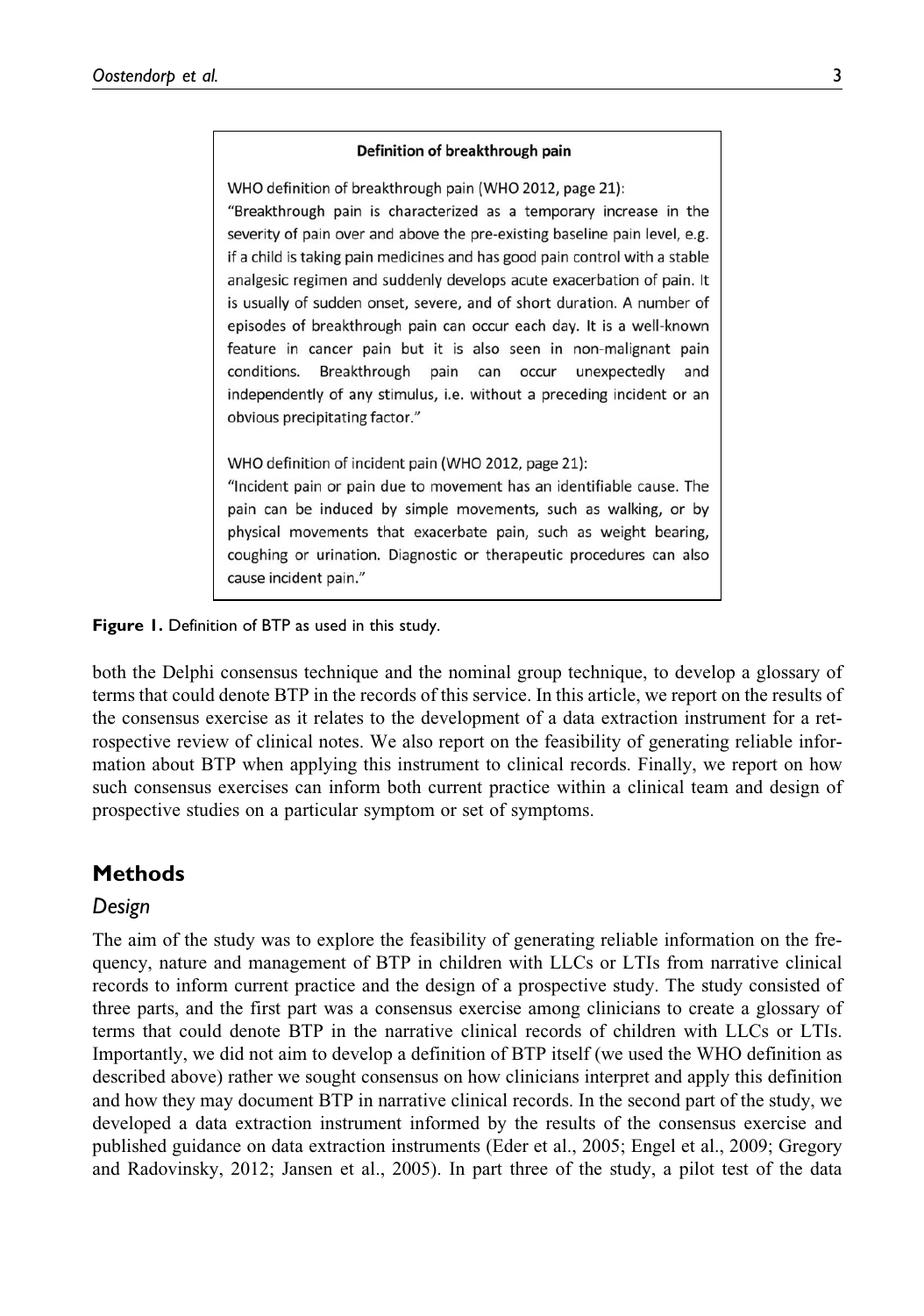**Definition of breakthrough pain**

WHO definition of breakthrough pain (WHO 2012, page 21):
"Breakthrough pain is characterized as a temporary increase in the severity of pain over and above the pre-existing baseline pain level, e.g. if a child is taking pain medicines and has good pain control with a stable analgesic regimen and suddenly develops acute exacerbation of pain. It is usually of sudden onset, severe, and of short duration. A number of episodes of breakthrough pain can occur each day. It is a well-known feature in cancer pain but it is also seen in non-malignant pain conditions. Breakthrough pain can occur unexpectedly and independently of any stimulus, i.e. without a preceding incident or an obvious precipitating factor."

WHO definition of incident pain (WHO 2012, page 21):
"Incident pain or pain due to movement has an identifiable cause. The pain can be induced by simple movements, such as walking, or by physical movements that exacerbate pain, such as weight bearing, coughing or urination. Diagnostic or therapeutic procedures can also cause incident pain."

**Figure 1.** Definition of BTP as used in this study.

both the Delphi consensus technique and the nominal group technique, to develop a glossary of terms that could denote BTP in the records of this service. In this article, we report on the results of the consensus exercise as it relates to the development of a data extraction instrument for a retrospective review of clinical notes. We also report on the feasibility of generating reliable information about BTP when applying this instrument to clinical records. Finally, we report on how such consensus exercises can inform both current practice within a clinical team and design of prospective studies on a particular symptom or set of symptoms.

## Methods

### Design

The aim of the study was to explore the feasibility of generating reliable information on the frequency, nature and management of BTP in children with LLCs or LTIs from narrative clinical records to inform current practice and the design of a prospective study. The study consisted of three parts, and the first part was a consensus exercise among clinicians to create a glossary of terms that could denote BTP in the narrative clinical records of children with LLCs or LTIs. Importantly, we did not aim to develop a definition of BTP itself (we used the WHO definition as described above) rather we sought consensus on how clinicians interpret and apply this definition and how they may document BTP in narrative clinical records. In the second part of the study, we developed a data extraction instrument informed by the results of the consensus exercise and published guidance on data extraction instruments (Eder et al., 2005; Engel et al., 2009; Gregory and Radovinsky, 2012; Jansen et al., 2005). In part three of the study, a pilot test of the data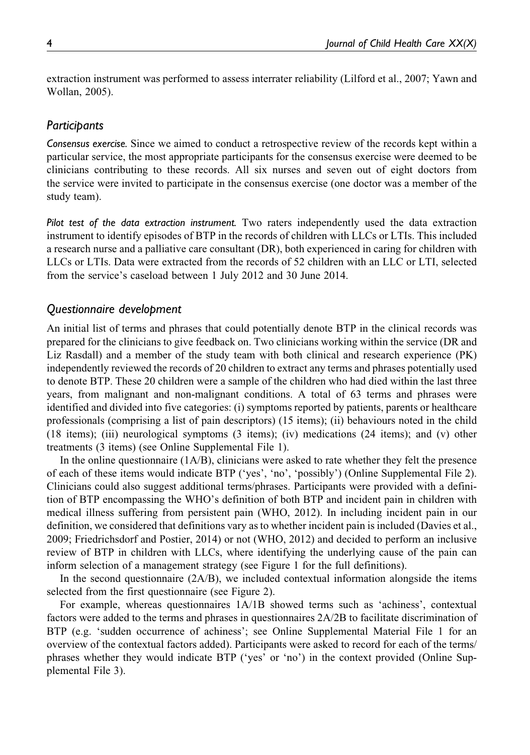extraction instrument was performed to assess interrater reliability (Lilford et al., 2007; Yawn and Wollan, 2005).

## *Participants*

*Consensus exercise.* Since we aimed to conduct a retrospective review of the records kept within a particular service, the most appropriate participants for the consensus exercise were deemed to be clinicians contributing to these records. All six nurses and seven out of eight doctors from the service were invited to participate in the consensus exercise (one doctor was a member of the study team).

*Pilot test of the data extraction instrument.* Two raters independently used the data extraction instrument to identify episodes of BTP in the records of children with LLCs or LTIs. This included a research nurse and a palliative care consultant (DR), both experienced in caring for children with LLCs or LTIs. Data were extracted from the records of 52 children with an LLC or LTI, selected from the service's caseload between 1 July 2012 and 30 June 2014.

## *Questionnaire development*

An initial list of terms and phrases that could potentially denote BTP in the clinical records was prepared for the clinicians to give feedback on. Two clinicians working within the service (DR and Liz Rasdall) and a member of the study team with both clinical and research experience (PK) independently reviewed the records of 20 children to extract any terms and phrases potentially used to denote BTP. These 20 children were a sample of the children who had died within the last three years, from malignant and non-malignant conditions. A total of 63 terms and phrases were identified and divided into five categories: (i) symptoms reported by patients, parents or healthcare professionals (comprising a list of pain descriptors) (15 items); (ii) behaviours noted in the child (18 items); (iii) neurological symptoms (3 items); (iv) medications (24 items); and (v) other treatments (3 items) (see Online Supplemental File 1).

In the online questionnaire (1A/B), clinicians were asked to rate whether they felt the presence of each of these items would indicate BTP ('yes', 'no', 'possibly') (Online Supplemental File 2). Clinicians could also suggest additional terms/phrases. Participants were provided with a definition of BTP encompassing the WHO's definition of both BTP and incident pain in children with medical illness suffering from persistent pain (WHO, 2012). In including incident pain in our definition, we considered that definitions vary as to whether incident pain is included (Davies et al., 2009; Friedrichsdorf and Postier, 2014) or not (WHO, 2012) and decided to perform an inclusive review of BTP in children with LLCs, where identifying the underlying cause of the pain can inform selection of a management strategy (see Figure 1 for the full definitions).

In the second questionnaire (2A/B), we included contextual information alongside the items selected from the first questionnaire (see Figure 2).

For example, whereas questionnaires 1A/1B showed terms such as 'achiness', contextual factors were added to the terms and phrases in questionnaires 2A/2B to facilitate discrimination of BTP (e.g. 'sudden occurrence of achiness'; see Online Supplemental Material File 1 for an overview of the contextual factors added). Participants were asked to record for each of the terms/phrases whether they would indicate BTP ('yes' or 'no') in the context provided (Online Supplemental File 3).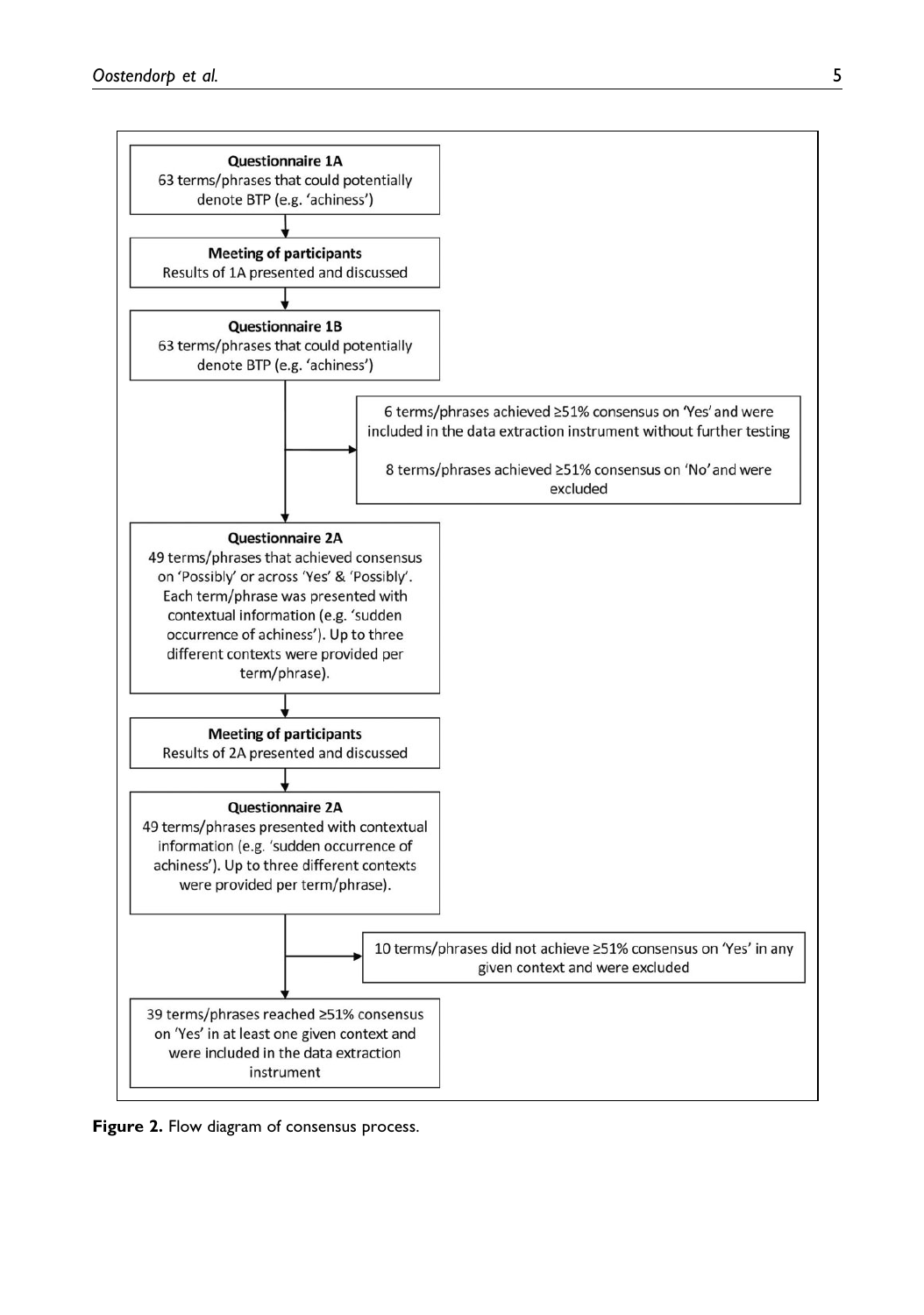**Questionnaire 1A**
63 terms/phrases that could potentially denote BTP (e.g. 'achiness')

↓

**Meeting of participants**
Results of 1A presented and discussed

↓

**Questionnaire 1B**
63 terms/phrases that could potentially denote BTP (e.g. 'achiness')

→ 6 terms/phrases achieved ≥51% consensus on 'Yes' and were included in the data extraction instrument without further testing

8 terms/phrases achieved ≥51% consensus on 'No' and were excluded

↓

**Questionnaire 2A**
49 terms/phrases that achieved consensus on 'Possibly' or across 'Yes' & 'Possibly'. Each term/phrase was presented with contextual information (e.g. 'sudden occurrence of achiness'). Up to three different contexts were provided per term/phrase).

↓

**Meeting of participants**
Results of 2A presented and discussed

↓

**Questionnaire 2A**
49 terms/phrases presented with contextual information (e.g. 'sudden occurrence of achiness'). Up to three different contexts were provided per term/phrase).

→ 10 terms/phrases did not achieve ≥51% consensus on 'Yes' in any given context and were excluded

↓

39 terms/phrases reached ≥51% consensus on 'Yes' in at least one given context and were included in the data extraction instrument

**Figure 2.** Flow diagram of consensus process.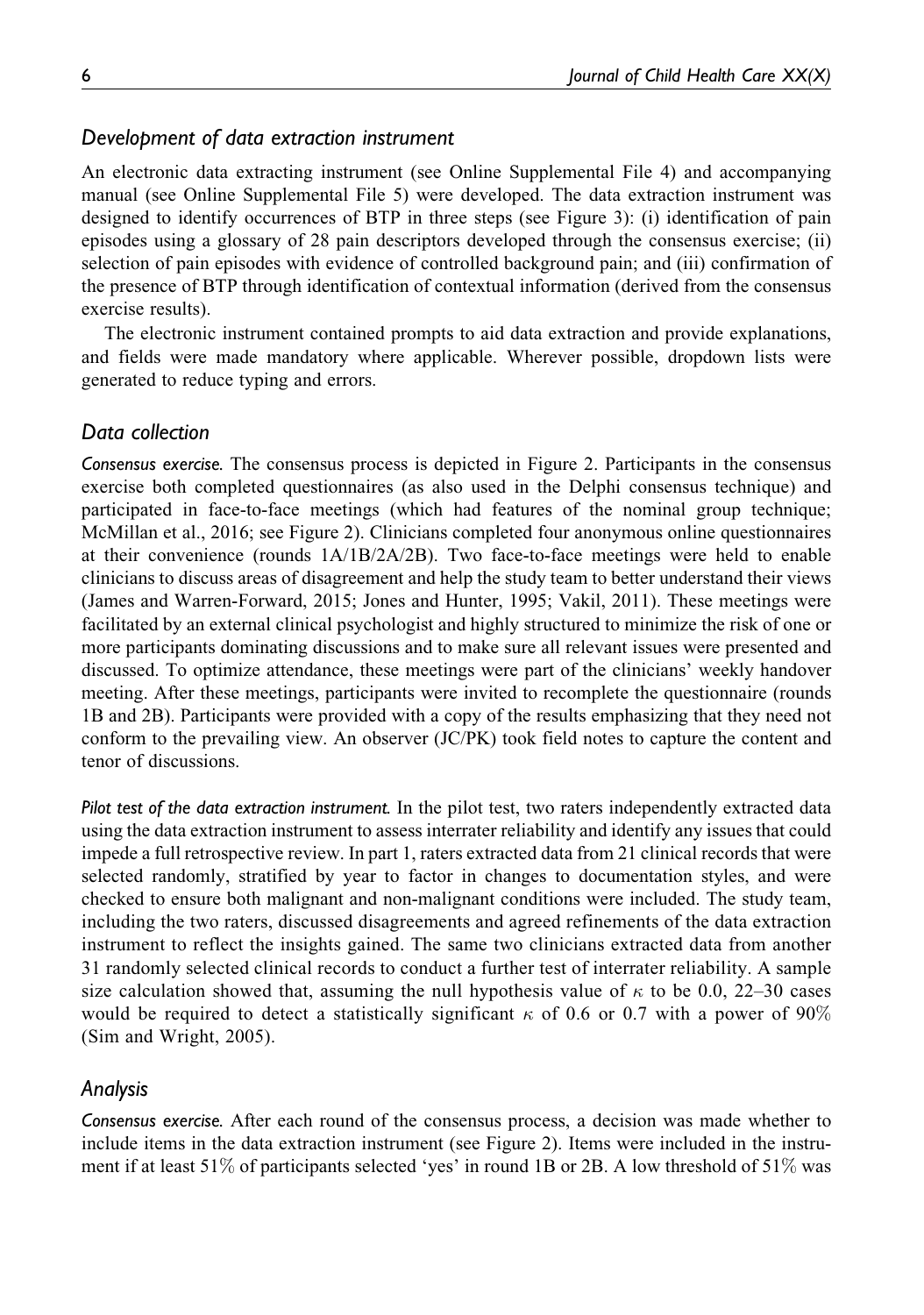### *Development of data extraction instrument*

An electronic data extracting instrument (see Online Supplemental File 4) and accompanying manual (see Online Supplemental File 5) were developed. The data extraction instrument was designed to identify occurrences of BTP in three steps (see Figure 3): (i) identification of pain episodes using a glossary of 28 pain descriptors developed through the consensus exercise; (ii) selection of pain episodes with evidence of controlled background pain; and (iii) confirmation of the presence of BTP through identification of contextual information (derived from the consensus exercise results).

The electronic instrument contained prompts to aid data extraction and provide explanations, and fields were made mandatory where applicable. Wherever possible, dropdown lists were generated to reduce typing and errors.

### *Data collection*

*Consensus exercise.* The consensus process is depicted in Figure 2. Participants in the consensus exercise both completed questionnaires (as also used in the Delphi consensus technique) and participated in face-to-face meetings (which had features of the nominal group technique; McMillan et al., 2016; see Figure 2). Clinicians completed four anonymous online questionnaires at their convenience (rounds 1A/1B/2A/2B). Two face-to-face meetings were held to enable clinicians to discuss areas of disagreement and help the study team to better understand their views (James and Warren-Forward, 2015; Jones and Hunter, 1995; Vakil, 2011). These meetings were facilitated by an external clinical psychologist and highly structured to minimize the risk of one or more participants dominating discussions and to make sure all relevant issues were presented and discussed. To optimize attendance, these meetings were part of the clinicians' weekly handover meeting. After these meetings, participants were invited to recomplete the questionnaire (rounds 1B and 2B). Participants were provided with a copy of the results emphasizing that they need not conform to the prevailing view. An observer (JC/PK) took field notes to capture the content and tenor of discussions.

*Pilot test of the data extraction instrument.* In the pilot test, two raters independently extracted data using the data extraction instrument to assess interrater reliability and identify any issues that could impede a full retrospective review. In part 1, raters extracted data from 21 clinical records that were selected randomly, stratified by year to factor in changes to documentation styles, and were checked to ensure both malignant and non-malignant conditions were included. The study team, including the two raters, discussed disagreements and agreed refinements of the data extraction instrument to reflect the insights gained. The same two clinicians extracted data from another 31 randomly selected clinical records to conduct a further test of interrater reliability. A sample size calculation showed that, assuming the null hypothesis value of $\kappa$ to be 0.0, 22–30 cases would be required to detect a statistically significant $\kappa$ of 0.6 or 0.7 with a power of 90% (Sim and Wright, 2005).

### *Analysis*

*Consensus exercise.* After each round of the consensus process, a decision was made whether to include items in the data extraction instrument (see Figure 2). Items were included in the instrument if at least 51% of participants selected 'yes' in round 1B or 2B. A low threshold of 51% was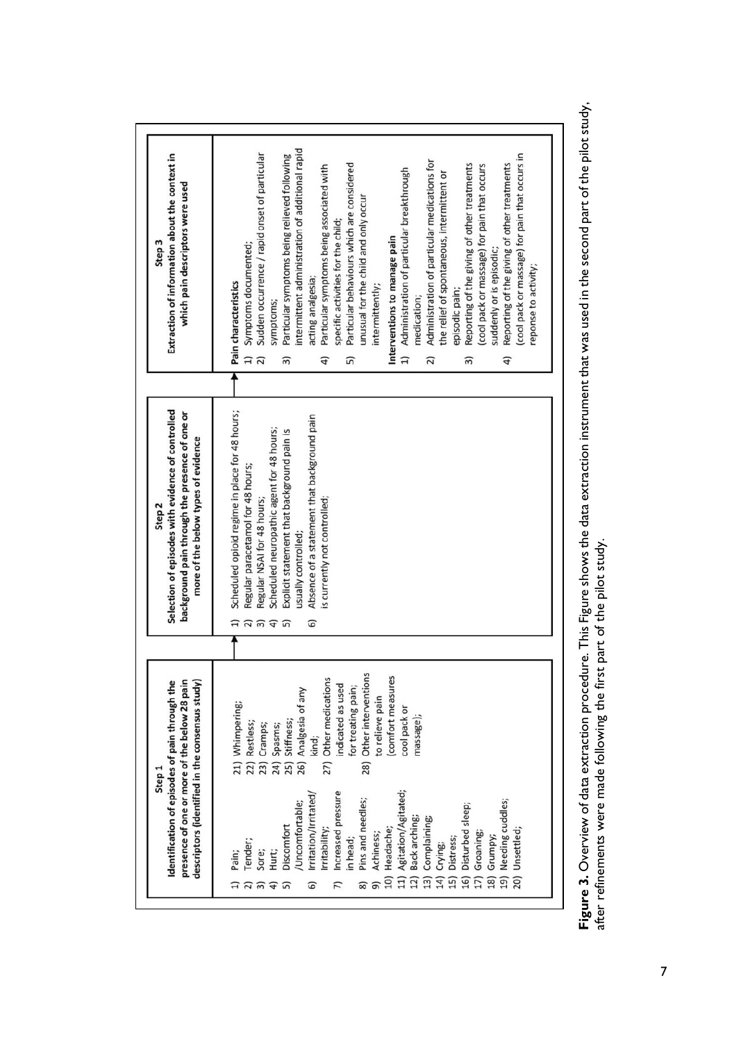| Step 1 Identification of episodes of pain through the presence of one or more of the below 28 pain descriptors (identified in the consensus study) | Step 2 Selection of episodes with evidence of controlled background pain through the presence of one or more of the below types of evidence | Step 3 Extraction of information about the context in which pain descriptors were used |
| --- | --- | --- |
| 1) Pain; 2) Tender; 3) Sore; 4) Hurt; 5) Discomfort /Uncomfortable; 6) Irritation/Irritated/ Irritability; 7) Increased pressure in head; 8) Pins and needles; 9) Achiness; 10) Headache; 11) Agitation/Agitated; 12) Back arching; 13) Complaining; 14) Crying; 15) Distress; 16) Disturbed sleep; 17) Groaning; 18) Grumpy; 19) Needing cuddles; 20) Unsettled; 21) Whimpering; 22) Restless; 23) Cramps; 24) Spasms; 25) Stiffness; 26) Analgesia of any kind; 27) Other medications indicated as used for treating pain; 28) Other interventions to relieve pain (comfort measures cool pack or massage); | 1) Scheduled opioid regime in place for 48 hours; 2) Regular paracetamol for 48 hours; 3) Regular NSAI for 48 hours; 4) Scheduled neuropathic agent for 48 hours; 5) Explicit statement that background pain is usually controlled; 6) Absence of a statement that background pain is currently not controlled; | **Pain characteristics** 1) Symptoms documented; 2) Sudden occurrence / rapid onset of particular symptoms; 3) Particular symptoms being relieved following intermittent administration of additional rapid acting analgesia; 4) Particular symptoms being associated with specific activities for the child; 5) Particular behaviours which are considered unusual for the child and only occur intermittently; **Interventions to manage pain** 1) Administration of particular breakthrough medication; 2) Administration of particular medications for the relief of spontaneous, intermittent or episodic pain; 3) Reporting of the giving of other treatments (cool pack or massage) for pain that occurs suddenly or is episodic; 4) Reporting of the giving of other treatments (cool pack or massage) for pain that occurs in reponse to activity; |

**Figure 3.** Overview of data extraction procedure. This Figure shows the data extraction instrument that was used in the second part of the pilot study, after refinements were made following the first part of the pilot study.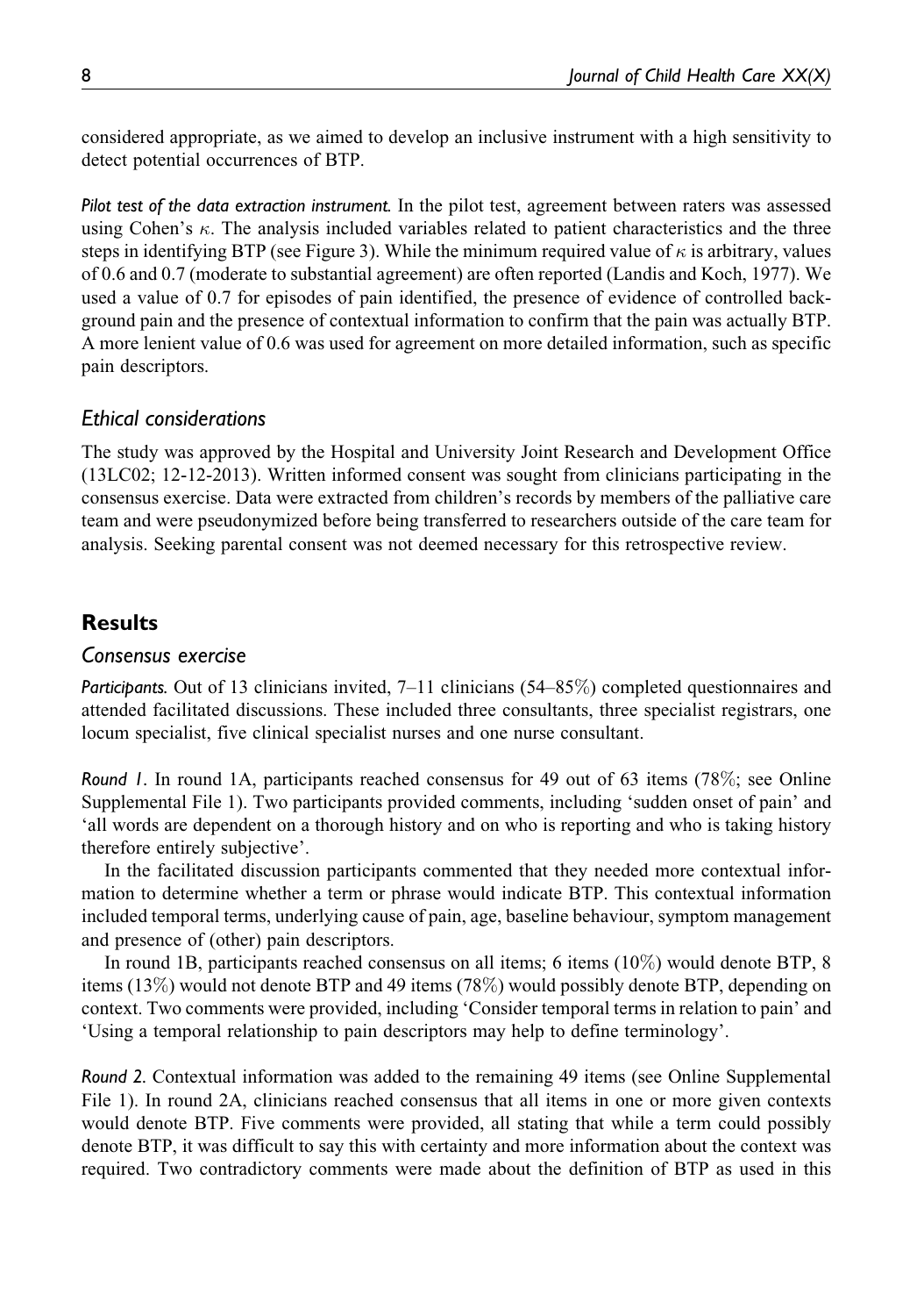considered appropriate, as we aimed to develop an inclusive instrument with a high sensitivity to detect potential occurrences of BTP.

*Pilot test of the data extraction instrument.* In the pilot test, agreement between raters was assessed using Cohen's $\kappa$. The analysis included variables related to patient characteristics and the three steps in identifying BTP (see Figure 3). While the minimum required value of $\kappa$ is arbitrary, values of 0.6 and 0.7 (moderate to substantial agreement) are often reported (Landis and Koch, 1977). We used a value of 0.7 for episodes of pain identified, the presence of evidence of controlled background pain and the presence of contextual information to confirm that the pain was actually BTP. A more lenient value of 0.6 was used for agreement on more detailed information, such as specific pain descriptors.

### Ethical considerations

The study was approved by the Hospital and University Joint Research and Development Office (13LC02; 12-12-2013). Written informed consent was sought from clinicians participating in the consensus exercise. Data were extracted from children's records by members of the palliative care team and were pseudonymized before being transferred to researchers outside of the care team for analysis. Seeking parental consent was not deemed necessary for this retrospective review.

## Results

### Consensus exercise

*Participants.* Out of 13 clinicians invited, 7–11 clinicians (54–85%) completed questionnaires and attended facilitated discussions. These included three consultants, three specialist registrars, one locum specialist, five clinical specialist nurses and one nurse consultant.

*Round 1.* In round 1A, participants reached consensus for 49 out of 63 items (78%; see Online Supplemental File 1). Two participants provided comments, including 'sudden onset of pain' and 'all words are dependent on a thorough history and on who is reporting and who is taking history therefore entirely subjective'.

In the facilitated discussion participants commented that they needed more contextual information to determine whether a term or phrase would indicate BTP. This contextual information included temporal terms, underlying cause of pain, age, baseline behaviour, symptom management and presence of (other) pain descriptors.

In round 1B, participants reached consensus on all items; 6 items (10%) would denote BTP, 8 items (13%) would not denote BTP and 49 items (78%) would possibly denote BTP, depending on context. Two comments were provided, including 'Consider temporal terms in relation to pain' and 'Using a temporal relationship to pain descriptors may help to define terminology'.

*Round 2.* Contextual information was added to the remaining 49 items (see Online Supplemental File 1). In round 2A, clinicians reached consensus that all items in one or more given contexts would denote BTP. Five comments were provided, all stating that while a term could possibly denote BTP, it was difficult to say this with certainty and more information about the context was required. Two contradictory comments were made about the definition of BTP as used in this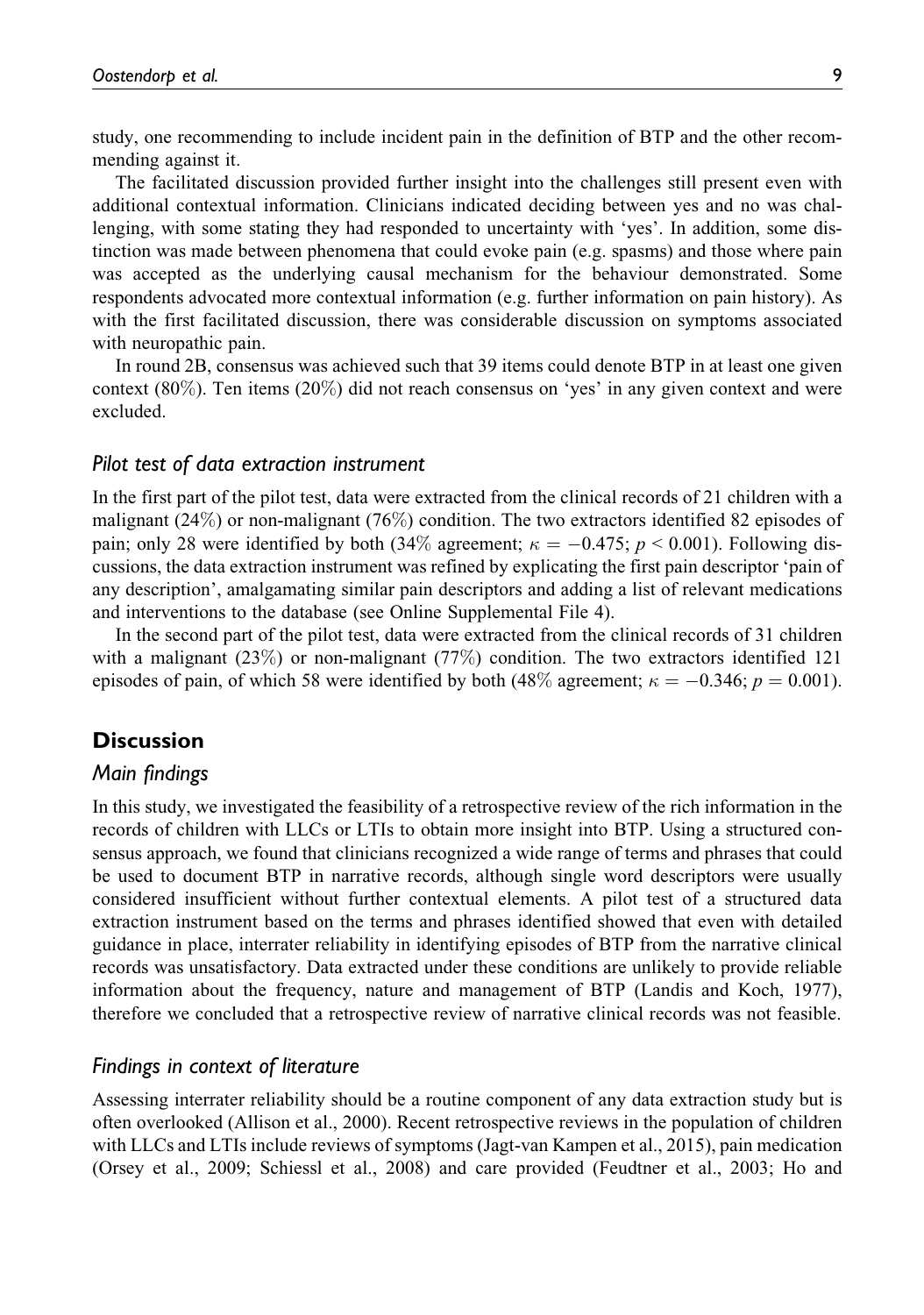study, one recommending to include incident pain in the definition of BTP and the other recommending against it.

The facilitated discussion provided further insight into the challenges still present even with additional contextual information. Clinicians indicated deciding between yes and no was challenging, with some stating they had responded to uncertainty with 'yes'. In addition, some distinction was made between phenomena that could evoke pain (e.g. spasms) and those where pain was accepted as the underlying causal mechanism for the behaviour demonstrated. Some respondents advocated more contextual information (e.g. further information on pain history). As with the first facilitated discussion, there was considerable discussion on symptoms associated with neuropathic pain.

In round 2B, consensus was achieved such that 39 items could denote BTP in at least one given context (80%). Ten items (20%) did not reach consensus on 'yes' in any given context and were excluded.

### *Pilot test of data extraction instrument*

In the first part of the pilot test, data were extracted from the clinical records of 21 children with a malignant (24%) or non-malignant (76%) condition. The two extractors identified 82 episodes of pain; only 28 were identified by both (34% agreement; $\kappa = -0.475$; $p < 0.001$). Following discussions, the data extraction instrument was refined by explicating the first pain descriptor 'pain of any description', amalgamating similar pain descriptors and adding a list of relevant medications and interventions to the database (see Online Supplemental File 4).

In the second part of the pilot test, data were extracted from the clinical records of 31 children with a malignant (23%) or non-malignant (77%) condition. The two extractors identified 121 episodes of pain, of which 58 were identified by both (48% agreement; $\kappa = -0.346$; $p = 0.001$).

## Discussion

### *Main findings*

In this study, we investigated the feasibility of a retrospective review of the rich information in the records of children with LLCs or LTIs to obtain more insight into BTP. Using a structured consensus approach, we found that clinicians recognized a wide range of terms and phrases that could be used to document BTP in narrative records, although single word descriptors were usually considered insufficient without further contextual elements. A pilot test of a structured data extraction instrument based on the terms and phrases identified showed that even with detailed guidance in place, interrater reliability in identifying episodes of BTP from the narrative clinical records was unsatisfactory. Data extracted under these conditions are unlikely to provide reliable information about the frequency, nature and management of BTP (Landis and Koch, 1977), therefore we concluded that a retrospective review of narrative clinical records was not feasible.

### *Findings in context of literature*

Assessing interrater reliability should be a routine component of any data extraction study but is often overlooked (Allison et al., 2000). Recent retrospective reviews in the population of children with LLCs and LTIs include reviews of symptoms (Jagt-van Kampen et al., 2015), pain medication (Orsey et al., 2009; Schiessl et al., 2008) and care provided (Feudtner et al., 2003; Ho and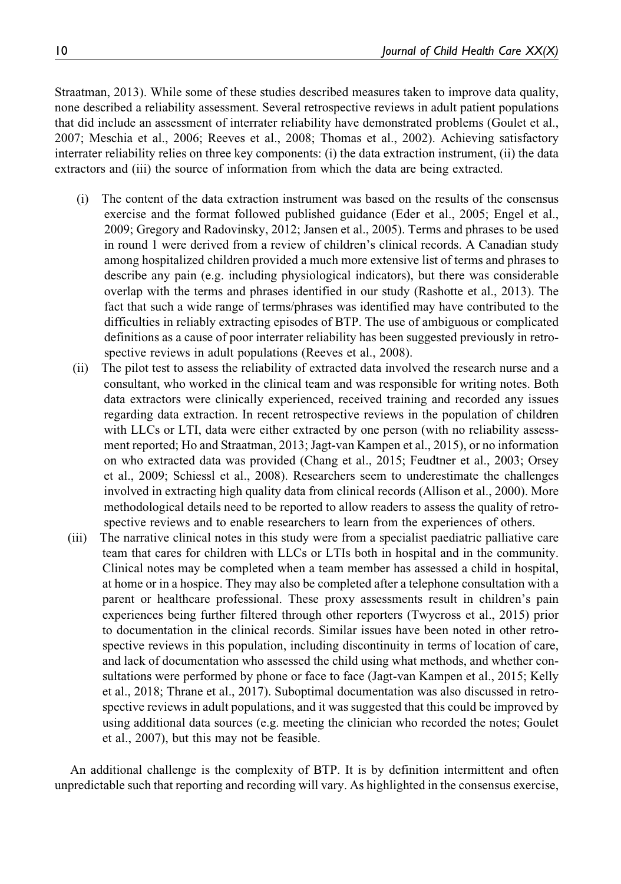Straatman, 2013). While some of these studies described measures taken to improve data quality, none described a reliability assessment. Several retrospective reviews in adult patient populations that did include an assessment of interrater reliability have demonstrated problems (Goulet et al., 2007; Meschia et al., 2006; Reeves et al., 2008; Thomas et al., 2002). Achieving satisfactory interrater reliability relies on three key components: (i) the data extraction instrument, (ii) the data extractors and (iii) the source of information from which the data are being extracted.

(i) The content of the data extraction instrument was based on the results of the consensus exercise and the format followed published guidance (Eder et al., 2005; Engel et al., 2009; Gregory and Radovinsky, 2012; Jansen et al., 2005). Terms and phrases to be used in round 1 were derived from a review of children's clinical records. A Canadian study among hospitalized children provided a much more extensive list of terms and phrases to describe any pain (e.g. including physiological indicators), but there was considerable overlap with the terms and phrases identified in our study (Rashotte et al., 2013). The fact that such a wide range of terms/phrases was identified may have contributed to the difficulties in reliably extracting episodes of BTP. The use of ambiguous or complicated definitions as a cause of poor interrater reliability has been suggested previously in retrospective reviews in adult populations (Reeves et al., 2008).

(ii) The pilot test to assess the reliability of extracted data involved the research nurse and a consultant, who worked in the clinical team and was responsible for writing notes. Both data extractors were clinically experienced, received training and recorded any issues regarding data extraction. In recent retrospective reviews in the population of children with LLCs or LTI, data were either extracted by one person (with no reliability assessment reported; Ho and Straatman, 2013; Jagt-van Kampen et al., 2015), or no information on who extracted data was provided (Chang et al., 2015; Feudtner et al., 2003; Orsey et al., 2009; Schiessl et al., 2008). Researchers seem to underestimate the challenges involved in extracting high quality data from clinical records (Allison et al., 2000). More methodological details need to be reported to allow readers to assess the quality of retrospective reviews and to enable researchers to learn from the experiences of others.

(iii) The narrative clinical notes in this study were from a specialist paediatric palliative care team that cares for children with LLCs or LTIs both in hospital and in the community. Clinical notes may be completed when a team member has assessed a child in hospital, at home or in a hospice. They may also be completed after a telephone consultation with a parent or healthcare professional. These proxy assessments result in children's pain experiences being further filtered through other reporters (Twycross et al., 2015) prior to documentation in the clinical records. Similar issues have been noted in other retrospective reviews in this population, including discontinuity in terms of location of care, and lack of documentation who assessed the child using what methods, and whether consultations were performed by phone or face to face (Jagt-van Kampen et al., 2015; Kelly et al., 2018; Thrane et al., 2017). Suboptimal documentation was also discussed in retrospective reviews in adult populations, and it was suggested that this could be improved by using additional data sources (e.g. meeting the clinician who recorded the notes; Goulet et al., 2007), but this may not be feasible.

An additional challenge is the complexity of BTP. It is by definition intermittent and often unpredictable such that reporting and recording will vary. As highlighted in the consensus exercise,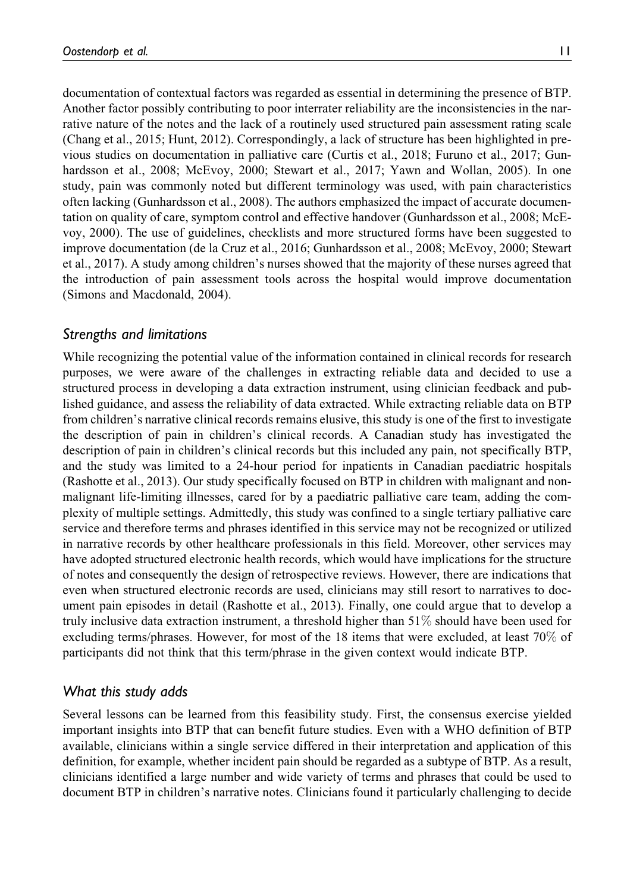documentation of contextual factors was regarded as essential in determining the presence of BTP. Another factor possibly contributing to poor interrater reliability are the inconsistencies in the narrative nature of the notes and the lack of a routinely used structured pain assessment rating scale (Chang et al., 2015; Hunt, 2012). Correspondingly, a lack of structure has been highlighted in previous studies on documentation in palliative care (Curtis et al., 2018; Furuno et al., 2017; Gunhardsson et al., 2008; McEvoy, 2000; Stewart et al., 2017; Yawn and Wollan, 2005). In one study, pain was commonly noted but different terminology was used, with pain characteristics often lacking (Gunhardsson et al., 2008). The authors emphasized the impact of accurate documentation on quality of care, symptom control and effective handover (Gunhardsson et al., 2008; McEvoy, 2000). The use of guidelines, checklists and more structured forms have been suggested to improve documentation (de la Cruz et al., 2016; Gunhardsson et al., 2008; McEvoy, 2000; Stewart et al., 2017). A study among children's nurses showed that the majority of these nurses agreed that the introduction of pain assessment tools across the hospital would improve documentation (Simons and Macdonald, 2004).

### *Strengths and limitations*

While recognizing the potential value of the information contained in clinical records for research purposes, we were aware of the challenges in extracting reliable data and decided to use a structured process in developing a data extraction instrument, using clinician feedback and published guidance, and assess the reliability of data extracted. While extracting reliable data on BTP from children's narrative clinical records remains elusive, this study is one of the first to investigate the description of pain in children's clinical records. A Canadian study has investigated the description of pain in children's clinical records but this included any pain, not specifically BTP, and the study was limited to a 24-hour period for inpatients in Canadian paediatric hospitals (Rashotte et al., 2013). Our study specifically focused on BTP in children with malignant and non-malignant life-limiting illnesses, cared for by a paediatric palliative care team, adding the complexity of multiple settings. Admittedly, this study was confined to a single tertiary palliative care service and therefore terms and phrases identified in this service may not be recognized or utilized in narrative records by other healthcare professionals in this field. Moreover, other services may have adopted structured electronic health records, which would have implications for the structure of notes and consequently the design of retrospective reviews. However, there are indications that even when structured electronic records are used, clinicians may still resort to narratives to document pain episodes in detail (Rashotte et al., 2013). Finally, one could argue that to develop a truly inclusive data extraction instrument, a threshold higher than 51% should have been used for excluding terms/phrases. However, for most of the 18 items that were excluded, at least 70% of participants did not think that this term/phrase in the given context would indicate BTP.

### *What this study adds*

Several lessons can be learned from this feasibility study. First, the consensus exercise yielded important insights into BTP that can benefit future studies. Even with a WHO definition of BTP available, clinicians within a single service differed in their interpretation and application of this definition, for example, whether incident pain should be regarded as a subtype of BTP. As a result, clinicians identified a large number and wide variety of terms and phrases that could be used to document BTP in children's narrative notes. Clinicians found it particularly challenging to decide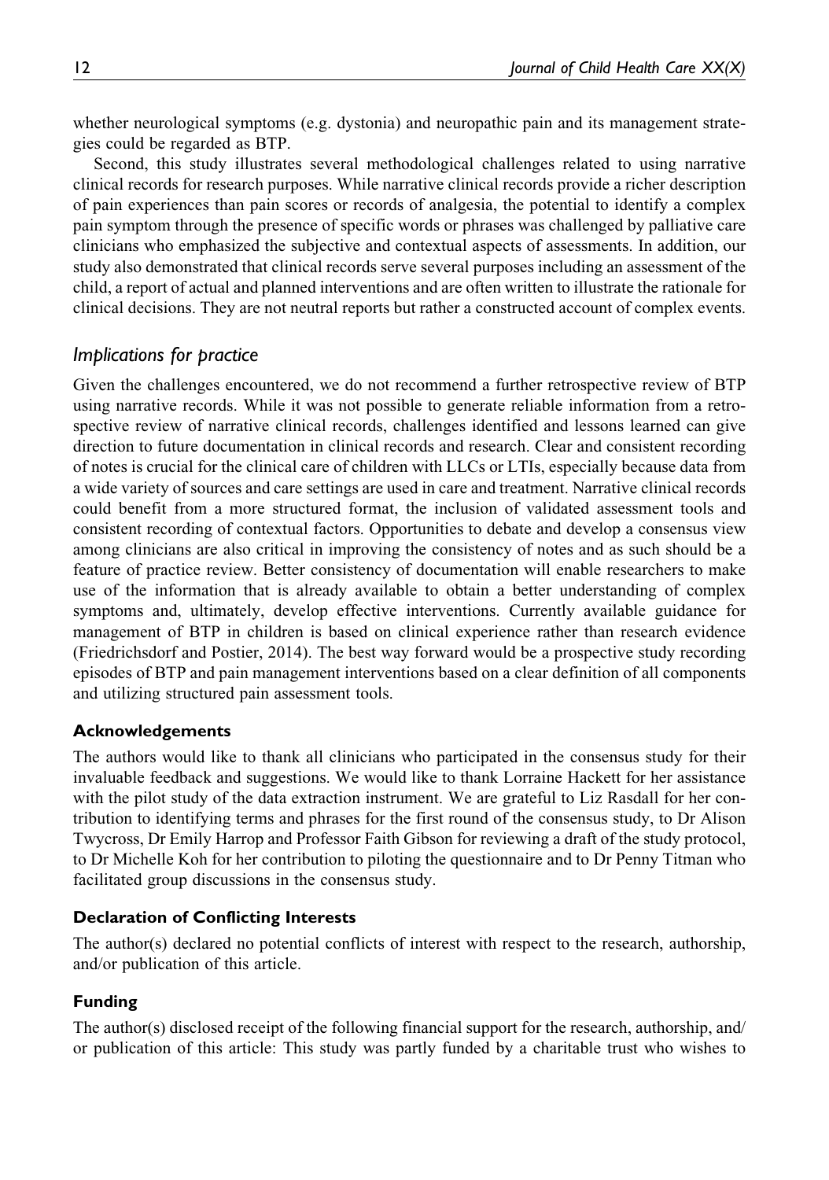whether neurological symptoms (e.g. dystonia) and neuropathic pain and its management strategies could be regarded as BTP.

Second, this study illustrates several methodological challenges related to using narrative clinical records for research purposes. While narrative clinical records provide a richer description of pain experiences than pain scores or records of analgesia, the potential to identify a complex pain symptom through the presence of specific words or phrases was challenged by palliative care clinicians who emphasized the subjective and contextual aspects of assessments. In addition, our study also demonstrated that clinical records serve several purposes including an assessment of the child, a report of actual and planned interventions and are often written to illustrate the rationale for clinical decisions. They are not neutral reports but rather a constructed account of complex events.

## *Implications for practice*

Given the challenges encountered, we do not recommend a further retrospective review of BTP using narrative records. While it was not possible to generate reliable information from a retrospective review of narrative clinical records, challenges identified and lessons learned can give direction to future documentation in clinical records and research. Clear and consistent recording of notes is crucial for the clinical care of children with LLCs or LTIs, especially because data from a wide variety of sources and care settings are used in care and treatment. Narrative clinical records could benefit from a more structured format, the inclusion of validated assessment tools and consistent recording of contextual factors. Opportunities to debate and develop a consensus view among clinicians are also critical in improving the consistency of notes and as such should be a feature of practice review. Better consistency of documentation will enable researchers to make use of the information that is already available to obtain a better understanding of complex symptoms and, ultimately, develop effective interventions. Currently available guidance for management of BTP in children is based on clinical experience rather than research evidence (Friedrichsdorf and Postier, 2014). The best way forward would be a prospective study recording episodes of BTP and pain management interventions based on a clear definition of all components and utilizing structured pain assessment tools.

### Acknowledgements

The authors would like to thank all clinicians who participated in the consensus study for their invaluable feedback and suggestions. We would like to thank Lorraine Hackett for her assistance with the pilot study of the data extraction instrument. We are grateful to Liz Rasdall for her contribution to identifying terms and phrases for the first round of the consensus study, to Dr Alison Twycross, Dr Emily Harrop and Professor Faith Gibson for reviewing a draft of the study protocol, to Dr Michelle Koh for her contribution to piloting the questionnaire and to Dr Penny Titman who facilitated group discussions in the consensus study.

### Declaration of Conflicting Interests

The author(s) declared no potential conflicts of interest with respect to the research, authorship, and/or publication of this article.

### Funding

The author(s) disclosed receipt of the following financial support for the research, authorship, and/or publication of this article: This study was partly funded by a charitable trust who wishes to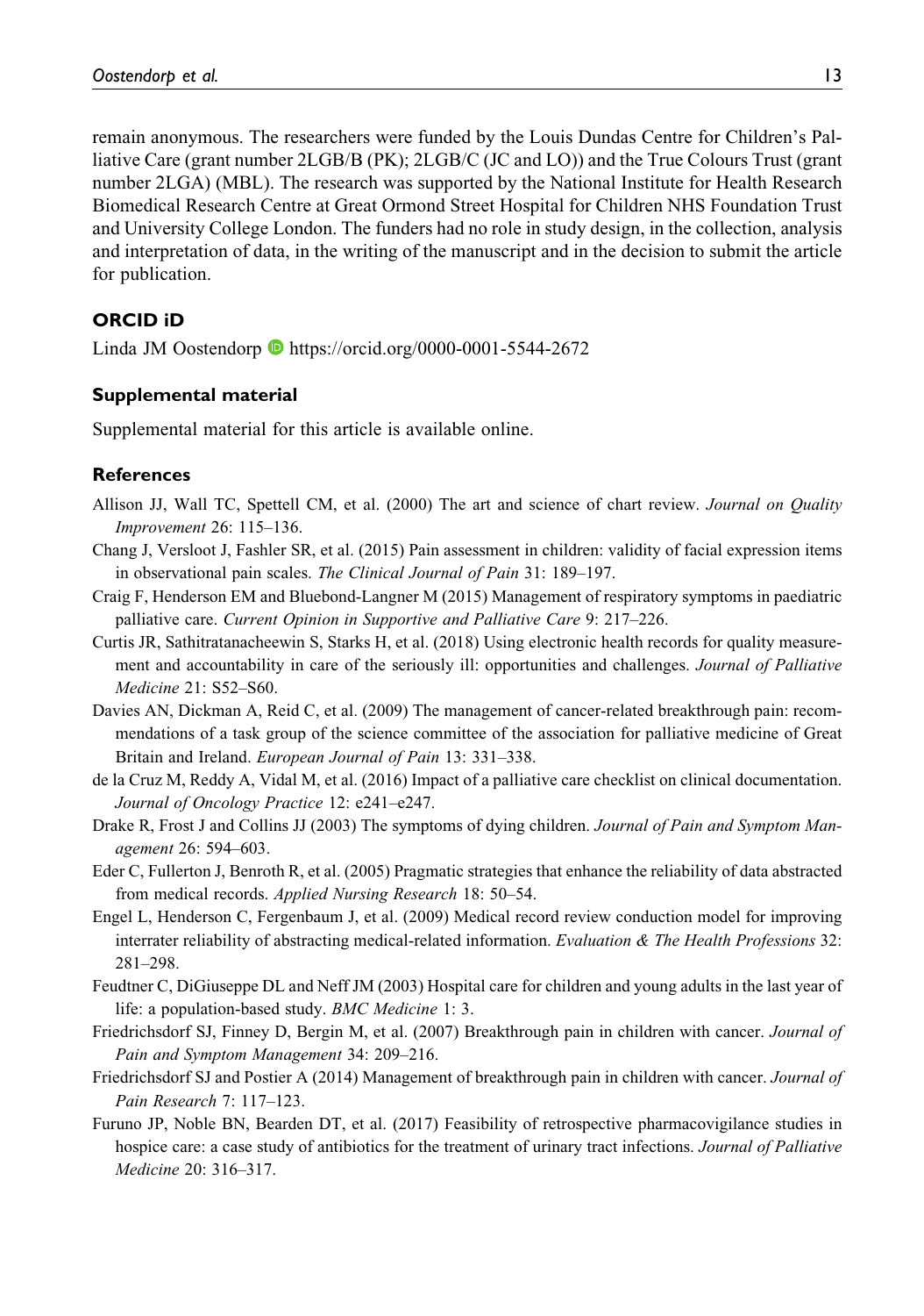remain anonymous. The researchers were funded by the Louis Dundas Centre for Children's Palliative Care (grant number 2LGB/B (PK); 2LGB/C (JC and LO)) and the True Colours Trust (grant number 2LGA) (MBL). The research was supported by the National Institute for Health Research Biomedical Research Centre at Great Ormond Street Hospital for Children NHS Foundation Trust and University College London. The funders had no role in study design, in the collection, analysis and interpretation of data, in the writing of the manuscript and in the decision to submit the article for publication.

## ORCID iD

Linda JM Oostendorp https://orcid.org/0000-0001-5544-2672

## Supplemental material

Supplemental material for this article is available online.

## References

Allison JJ, Wall TC, Spettell CM, et al. (2000) The art and science of chart review. *Journal on Quality Improvement* 26: 115–136.

Chang J, Versloot J, Fashler SR, et al. (2015) Pain assessment in children: validity of facial expression items in observational pain scales. *The Clinical Journal of Pain* 31: 189–197.

Craig F, Henderson EM and Bluebond-Langner M (2015) Management of respiratory symptoms in paediatric palliative care. *Current Opinion in Supportive and Palliative Care* 9: 217–226.

Curtis JR, Sathitratanacheewin S, Starks H, et al. (2018) Using electronic health records for quality measurement and accountability in care of the seriously ill: opportunities and challenges. *Journal of Palliative Medicine* 21: S52–S60.

Davies AN, Dickman A, Reid C, et al. (2009) The management of cancer-related breakthrough pain: recommendations of a task group of the science committee of the association for palliative medicine of Great Britain and Ireland. *European Journal of Pain* 13: 331–338.

de la Cruz M, Reddy A, Vidal M, et al. (2016) Impact of a palliative care checklist on clinical documentation. *Journal of Oncology Practice* 12: e241–e247.

Drake R, Frost J and Collins JJ (2003) The symptoms of dying children. *Journal of Pain and Symptom Management* 26: 594–603.

Eder C, Fullerton J, Benroth R, et al. (2005) Pragmatic strategies that enhance the reliability of data abstracted from medical records. *Applied Nursing Research* 18: 50–54.

Engel L, Henderson C, Fergenbaum J, et al. (2009) Medical record review conduction model for improving interrater reliability of abstracting medical-related information. *Evaluation & The Health Professions* 32: 281–298.

Feudtner C, DiGiuseppe DL and Neff JM (2003) Hospital care for children and young adults in the last year of life: a population-based study. *BMC Medicine* 1: 3.

Friedrichsdorf SJ, Finney D, Bergin M, et al. (2007) Breakthrough pain in children with cancer. *Journal of Pain and Symptom Management* 34: 209–216.

Friedrichsdorf SJ and Postier A (2014) Management of breakthrough pain in children with cancer. *Journal of Pain Research* 7: 117–123.

Furuno JP, Noble BN, Bearden DT, et al. (2017) Feasibility of retrospective pharmacovigilance studies in hospice care: a case study of antibiotics for the treatment of urinary tract infections. *Journal of Palliative Medicine* 20: 316–317.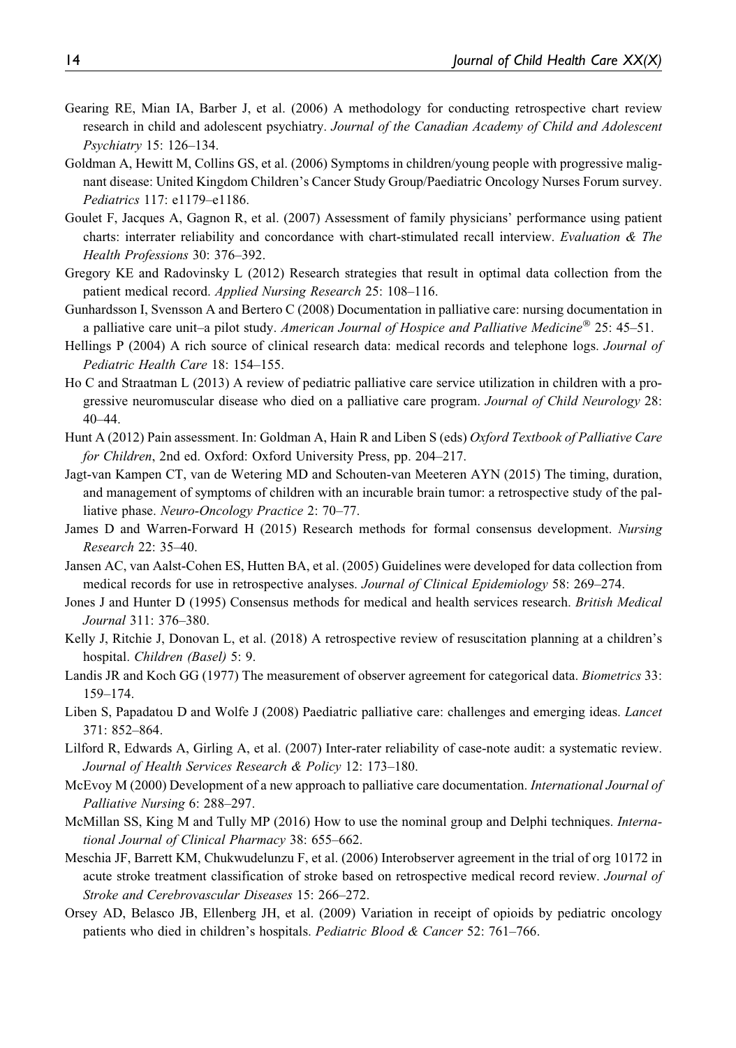Gearing RE, Mian IA, Barber J, et al. (2006) A methodology for conducting retrospective chart review research in child and adolescent psychiatry. *Journal of the Canadian Academy of Child and Adolescent Psychiatry* 15: 126–134.

Goldman A, Hewitt M, Collins GS, et al. (2006) Symptoms in children/young people with progressive malignant disease: United Kingdom Children's Cancer Study Group/Paediatric Oncology Nurses Forum survey. *Pediatrics* 117: e1179–e1186.

Goulet F, Jacques A, Gagnon R, et al. (2007) Assessment of family physicians' performance using patient charts: interrater reliability and concordance with chart-stimulated recall interview. *Evaluation & The Health Professions* 30: 376–392.

Gregory KE and Radovinsky L (2012) Research strategies that result in optimal data collection from the patient medical record. *Applied Nursing Research* 25: 108–116.

Gunhardsson I, Svensson A and Bertero C (2008) Documentation in palliative care: nursing documentation in a palliative care unit–a pilot study. *American Journal of Hospice and Palliative Medicine®* 25: 45–51.

Hellings P (2004) A rich source of clinical research data: medical records and telephone logs. *Journal of Pediatric Health Care* 18: 154–155.

Ho C and Straatman L (2013) A review of pediatric palliative care service utilization in children with a progressive neuromuscular disease who died on a palliative care program. *Journal of Child Neurology* 28: 40–44.

Hunt A (2012) Pain assessment. In: Goldman A, Hain R and Liben S (eds) *Oxford Textbook of Palliative Care for Children*, 2nd ed. Oxford: Oxford University Press, pp. 204–217.

Jagt-van Kampen CT, van de Wetering MD and Schouten-van Meeteren AYN (2015) The timing, duration, and management of symptoms of children with an incurable brain tumor: a retrospective study of the palliative phase. *Neuro-Oncology Practice* 2: 70–77.

James D and Warren-Forward H (2015) Research methods for formal consensus development. *Nursing Research* 22: 35–40.

Jansen AC, van Aalst-Cohen ES, Hutten BA, et al. (2005) Guidelines were developed for data collection from medical records for use in retrospective analyses. *Journal of Clinical Epidemiology* 58: 269–274.

Jones J and Hunter D (1995) Consensus methods for medical and health services research. *British Medical Journal* 311: 376–380.

Kelly J, Ritchie J, Donovan L, et al. (2018) A retrospective review of resuscitation planning at a children's hospital. *Children (Basel)* 5: 9.

Landis JR and Koch GG (1977) The measurement of observer agreement for categorical data. *Biometrics* 33: 159–174.

Liben S, Papadatou D and Wolfe J (2008) Paediatric palliative care: challenges and emerging ideas. *Lancet* 371: 852–864.

Lilford R, Edwards A, Girling A, et al. (2007) Inter-rater reliability of case-note audit: a systematic review. *Journal of Health Services Research & Policy* 12: 173–180.

McEvoy M (2000) Development of a new approach to palliative care documentation. *International Journal of Palliative Nursing* 6: 288–297.

McMillan SS, King M and Tully MP (2016) How to use the nominal group and Delphi techniques. *International Journal of Clinical Pharmacy* 38: 655–662.

Meschia JF, Barrett KM, Chukwudelunzu F, et al. (2006) Interobserver agreement in the trial of org 10172 in acute stroke treatment classification of stroke based on retrospective medical record review. *Journal of Stroke and Cerebrovascular Diseases* 15: 266–272.

Orsey AD, Belasco JB, Ellenberg JH, et al. (2009) Variation in receipt of opioids by pediatric oncology patients who died in children's hospitals. *Pediatric Blood & Cancer* 52: 761–766.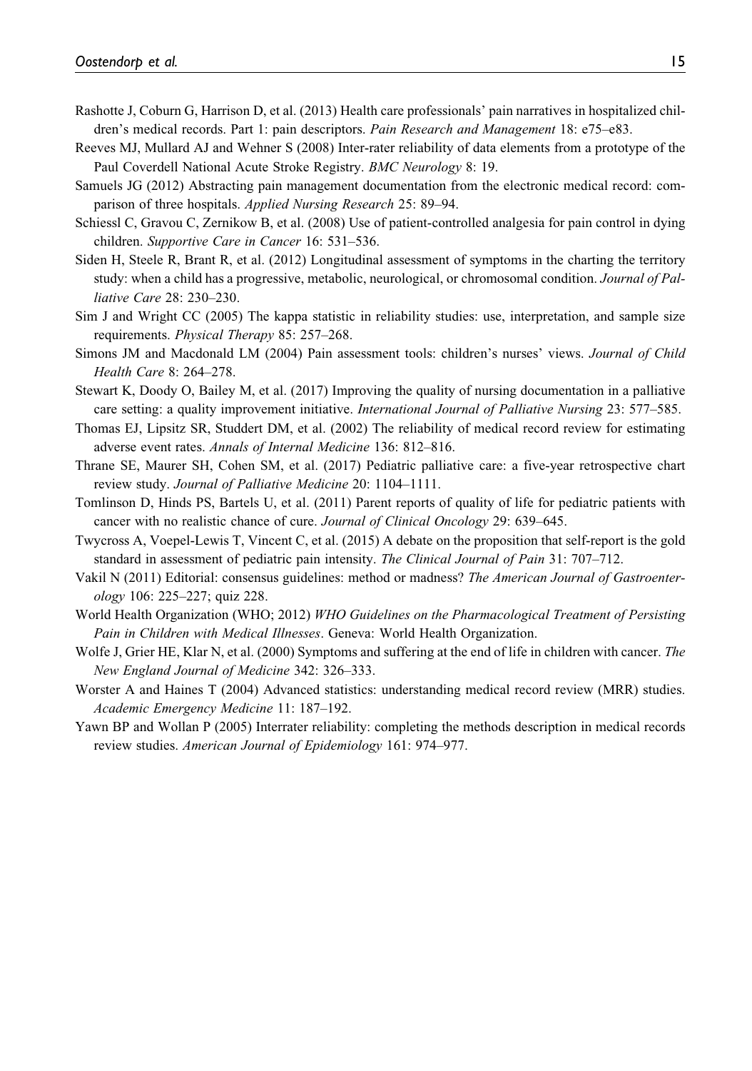Rashotte J, Coburn G, Harrison D, et al. (2013) Health care professionals' pain narratives in hospitalized children's medical records. Part 1: pain descriptors. *Pain Research and Management* 18: e75–e83.

Reeves MJ, Mullard AJ and Wehner S (2008) Inter-rater reliability of data elements from a prototype of the Paul Coverdell National Acute Stroke Registry. *BMC Neurology* 8: 19.

Samuels JG (2012) Abstracting pain management documentation from the electronic medical record: comparison of three hospitals. *Applied Nursing Research* 25: 89–94.

Schiessl C, Gravou C, Zernikow B, et al. (2008) Use of patient-controlled analgesia for pain control in dying children. *Supportive Care in Cancer* 16: 531–536.

Siden H, Steele R, Brant R, et al. (2012) Longitudinal assessment of symptoms in the charting the territory study: when a child has a progressive, metabolic, neurological, or chromosomal condition. *Journal of Palliative Care* 28: 230–230.

Sim J and Wright CC (2005) The kappa statistic in reliability studies: use, interpretation, and sample size requirements. *Physical Therapy* 85: 257–268.

Simons JM and Macdonald LM (2004) Pain assessment tools: children's nurses' views. *Journal of Child Health Care* 8: 264–278.

Stewart K, Doody O, Bailey M, et al. (2017) Improving the quality of nursing documentation in a palliative care setting: a quality improvement initiative. *International Journal of Palliative Nursing* 23: 577–585.

Thomas EJ, Lipsitz SR, Studdert DM, et al. (2002) The reliability of medical record review for estimating adverse event rates. *Annals of Internal Medicine* 136: 812–816.

Thrane SE, Maurer SH, Cohen SM, et al. (2017) Pediatric palliative care: a five-year retrospective chart review study. *Journal of Palliative Medicine* 20: 1104–1111.

Tomlinson D, Hinds PS, Bartels U, et al. (2011) Parent reports of quality of life for pediatric patients with cancer with no realistic chance of cure. *Journal of Clinical Oncology* 29: 639–645.

Twycross A, Voepel-Lewis T, Vincent C, et al. (2015) A debate on the proposition that self-report is the gold standard in assessment of pediatric pain intensity. *The Clinical Journal of Pain* 31: 707–712.

Vakil N (2011) Editorial: consensus guidelines: method or madness? *The American Journal of Gastroenterology* 106: 225–227; quiz 228.

World Health Organization (WHO; 2012) *WHO Guidelines on the Pharmacological Treatment of Persisting Pain in Children with Medical Illnesses*. Geneva: World Health Organization.

Wolfe J, Grier HE, Klar N, et al. (2000) Symptoms and suffering at the end of life in children with cancer. *The New England Journal of Medicine* 342: 326–333.

Worster A and Haines T (2004) Advanced statistics: understanding medical record review (MRR) studies. *Academic Emergency Medicine* 11: 187–192.

Yawn BP and Wollan P (2005) Interrater reliability: completing the methods description in medical records review studies. *American Journal of Epidemiology* 161: 974–977.